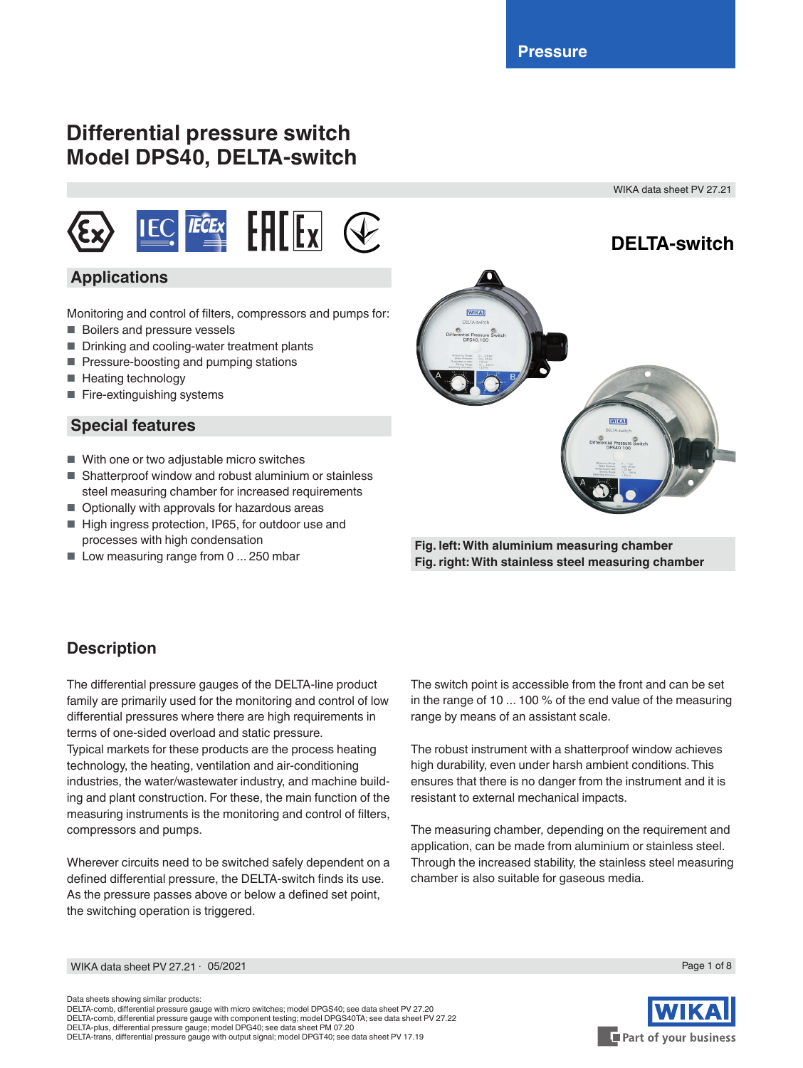# Differential pressure switch
# Model DPS40, DELTA-switch

**DELTA-switch**

## Applications

Monitoring and control of filters, compressors and pumps for:

- Boilers and pressure vessels
- Drinking and cooling-water treatment plants
- Pressure-boosting and pumping stations
- Heating technology
- Fire-extinguishing systems

## Special features

- With one or two adjustable micro switches
- Shatterproof window and robust aluminium or stainless steel measuring chamber for increased requirements
- Optionally with approvals for hazardous areas
- High ingress protection, IP65, for outdoor use and processes with high condensation
- Low measuring range from 0 ... 250 mbar

**Fig. left: With aluminium measuring chamber**
**Fig. right: With stainless steel measuring chamber**

## Description

The differential pressure gauges of the DELTA-line product family are primarily used for the monitoring and control of low differential pressures where there are high requirements in terms of one-sided overload and static pressure.
Typical markets for these products are the process heating technology, the heating, ventilation and air-conditioning industries, the water/wastewater industry, and machine building and plant construction. For these, the main function of the measuring instruments is the monitoring and control of filters, compressors and pumps.

Wherever circuits need to be switched safely dependent on a defined differential pressure, the DELTA-switch finds its use. As the pressure passes above or below a defined set point, the switching operation is triggered.

The switch point is accessible from the front and can be set in the range of 10 ... 100 % of the end value of the measuring range by means of an assistant scale.

The robust instrument with a shatterproof window achieves high durability, even under harsh ambient conditions. This ensures that there is no danger from the instrument and it is resistant to external mechanical impacts.

The measuring chamber, depending on the requirement and application, can be made from aluminium or stainless steel. Through the increased stability, the stainless steel measuring chamber is also suitable for gaseous media.

Data sheets showing similar products:
DELTA-comb, differential pressure gauge with micro switches; model DPGS40; see data sheet PV 27.20
DELTA-comb, differential pressure gauge with component testing; model DPGS40TA; see data sheet PV 27.22
DELTA-plus, differential pressure gauge; model DPG40; see data sheet PM 07.20
DELTA-trans, differential pressure gauge with output signal; model DPGT40; see data sheet PV 17.19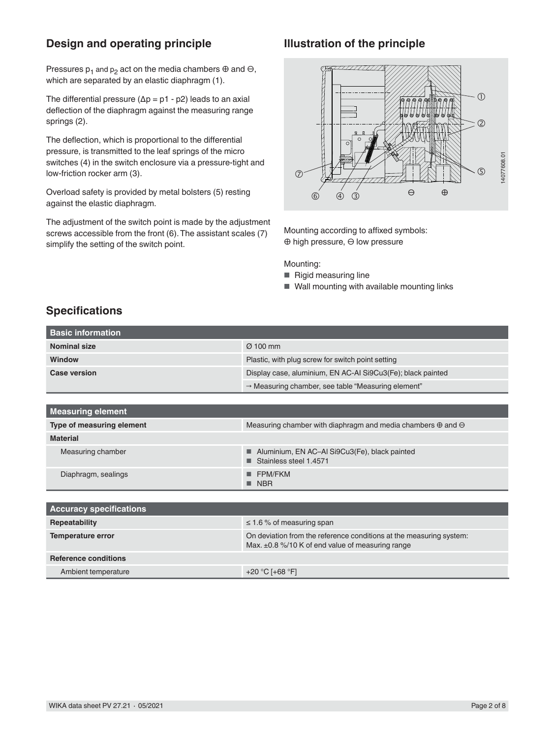## Design and operating principle

Pressures $p_1$ and $p_2$ act on the media chambers ⊕ and ⊖, which are separated by an elastic diaphragm (1).

The differential pressure ($\Delta p = p1 - p2$) leads to an axial deflection of the diaphragm against the measuring range springs (2).

The deflection, which is proportional to the differential pressure, is transmitted to the leaf springs of the micro switches (4) in the switch enclosure via a pressure-tight and low-friction rocker arm (3).

Overload safety is provided by metal bolsters (5) resting against the elastic diaphragm.

The adjustment of the switch point is made by the adjustment screws accessible from the front (6). The assistant scales (7) simplify the setting of the switch point.

## Illustration of the principle

Mounting according to affixed symbols:
⊕ high pressure, ⊖ low pressure

Mounting:
- Rigid measuring line
- Wall mounting with available mounting links

## Specifications

| Basic information | |
|---|---|
| **Nominal size** | Ø 100 mm |
| **Window** | Plastic, with plug screw for switch point setting |
| **Case version** | Display case, aluminium, EN AC-Al Si9Cu3(Fe); black painted |
| | → Measuring chamber, see table "Measuring element" |

| Measuring element | |
|---|---|
| **Type of measuring element** | Measuring chamber with diaphragm and media chambers ⊕ and ⊖ |
| **Material** | |
| Measuring chamber | ■ Aluminium, EN AC–Al Si9Cu3(Fe), black painted<br>■ Stainless steel 1.4571 |
| Diaphragm, sealings | ■ FPM/FKM<br>■ NBR |

| Accuracy specifications | |
|---|---|
| **Repeatability** | ≤ 1.6 % of measuring span |
| **Temperature error** | On deviation from the reference conditions at the measuring system: Max. ±0.8 %/10 K of end value of measuring range |
| **Reference conditions** | |
| Ambient temperature | +20 °C [+68 °F] |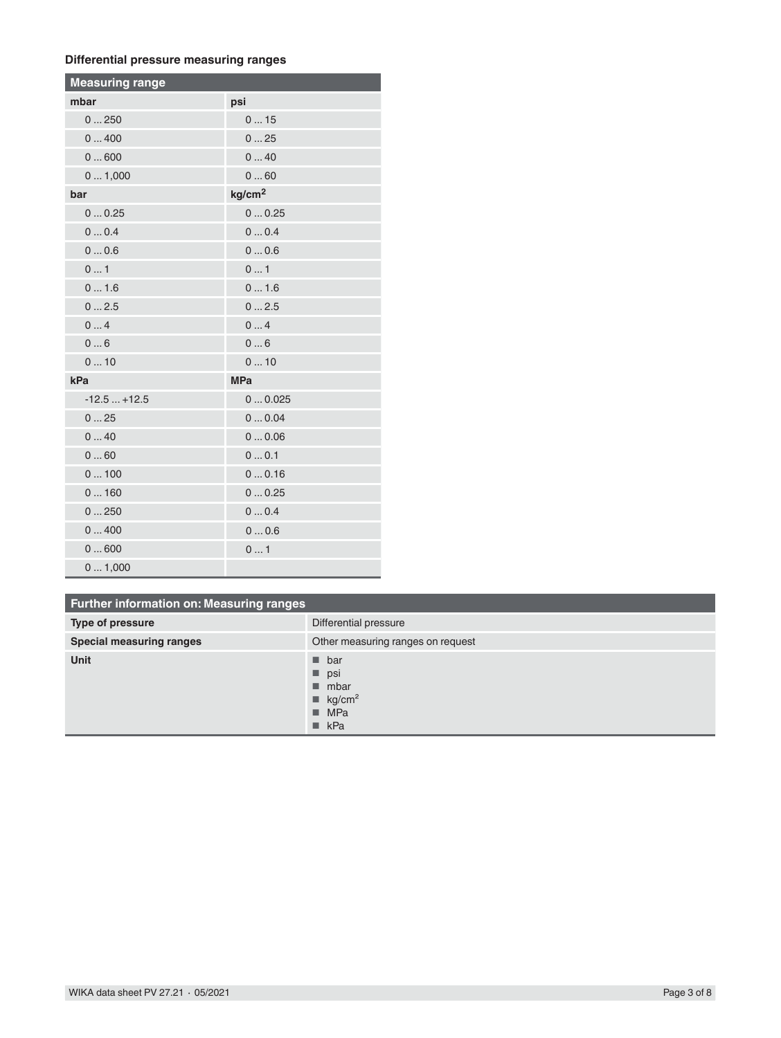### Differential pressure measuring ranges

| Measuring range | |
|---|---|
| **mbar** | **psi** |
| 0 ... 250 | 0 ... 15 |
| 0 ... 400 | 0 ... 25 |
| 0 ... 600 | 0 ... 40 |
| 0 ... 1,000 | 0 ... 60 |
| **bar** | **kg/cm²** |
| 0 ... 0.25 | 0 ... 0.25 |
| 0 ... 0.4 | 0 ... 0.4 |
| 0 ... 0.6 | 0 ... 0.6 |
| 0 ... 1 | 0 ... 1 |
| 0 ... 1.6 | 0 ... 1.6 |
| 0 ... 2.5 | 0 ... 2.5 |
| 0 ... 4 | 0 ... 4 |
| 0 ... 6 | 0 ... 6 |
| 0 ... 10 | 0 ... 10 |
| **kPa** | **MPa** |
| -12.5 ... +12.5 | 0 ... 0.025 |
| 0 ... 25 | 0 ... 0.04 |
| 0 ... 40 | 0 ... 0.06 |
| 0 ... 60 | 0 ... 0.1 |
| 0 ... 100 | 0 ... 0.16 |
| 0 ... 160 | 0 ... 0.25 |
| 0 ... 250 | 0 ... 0.4 |
| 0 ... 400 | 0 ... 0.6 |
| 0 ... 600 | 0 ... 1 |
| 0 ... 1,000 | |

| Further information on: Measuring ranges | |
|---|---|
| **Type of pressure** | Differential pressure |
| **Special measuring ranges** | Other measuring ranges on request |
| **Unit** | ■ bar<br>■ psi<br>■ mbar<br>■ kg/cm²<br>■ MPa<br>■ kPa |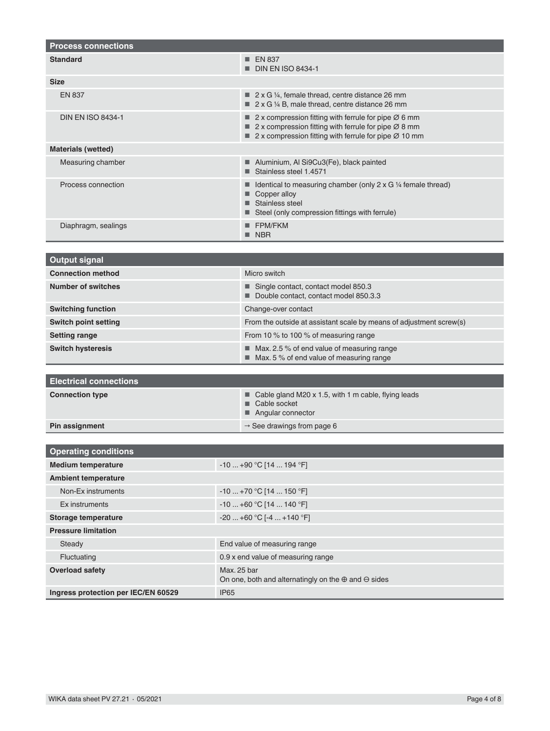| Process connections | |
|---|---|
| **Standard** | ■ EN 837<br>■ DIN EN ISO 8434-1 |
| **Size** | |
| EN 837 | ■ 2 x G ¼, female thread, centre distance 26 mm<br>■ 2 x G ¼ B, male thread, centre distance 26 mm |
| DIN EN ISO 8434-1 | ■ 2 x compression fitting with ferrule for pipe Ø 6 mm<br>■ 2 x compression fitting with ferrule for pipe Ø 8 mm<br>■ 2 x compression fitting with ferrule for pipe Ø 10 mm |
| **Materials (wetted)** | |
| Measuring chamber | ■ Aluminium, Al Si9Cu3(Fe), black painted<br>■ Stainless steel 1.4571 |
| Process connection | ■ Identical to measuring chamber (only 2 x G ¼ female thread)<br>■ Copper alloy<br>■ Stainless steel<br>■ Steel (only compression fittings with ferrule) |
| Diaphragm, sealings | ■ FPM/FKM<br>■ NBR |

| Output signal | |
|---|---|
| **Connection method** | Micro switch |
| **Number of switches** | ■ Single contact, contact model 850.3<br>■ Double contact, contact model 850.3.3 |
| **Switching function** | Change-over contact |
| **Switch point setting** | From the outside at assistant scale by means of adjustment screw(s) |
| **Setting range** | From 10 % to 100 % of measuring range |
| **Switch hysteresis** | ■ Max. 2.5 % of end value of measuring range<br>■ Max. 5 % of end value of measuring range |

| Electrical connections | |
|---|---|
| **Connection type** | ■ Cable gland M20 x 1.5, with 1 m cable, flying leads<br>■ Cable socket<br>■ Angular connector |
| **Pin assignment** | → See drawings from page 6 |

| Operating conditions | |
|---|---|
| **Medium temperature** | -10 ... +90 °C [14 ... 194 °F] |
| **Ambient temperature** | |
| Non-Ex instruments | -10 ... +70 °C [14 ... 150 °F] |
| Ex instruments | -10 ... +60 °C [14 ... 140 °F] |
| **Storage temperature** | -20 ... +60 °C [-4 ... +140 °F] |
| **Pressure limitation** | |
| Steady | End value of measuring range |
| Fluctuating | 0.9 x end value of measuring range |
| **Overload safety** | Max. 25 bar<br>On one, both and alternatingly on the ⊕ and ⊖ sides |
| **Ingress protection per IEC/EN 60529** | IP65 |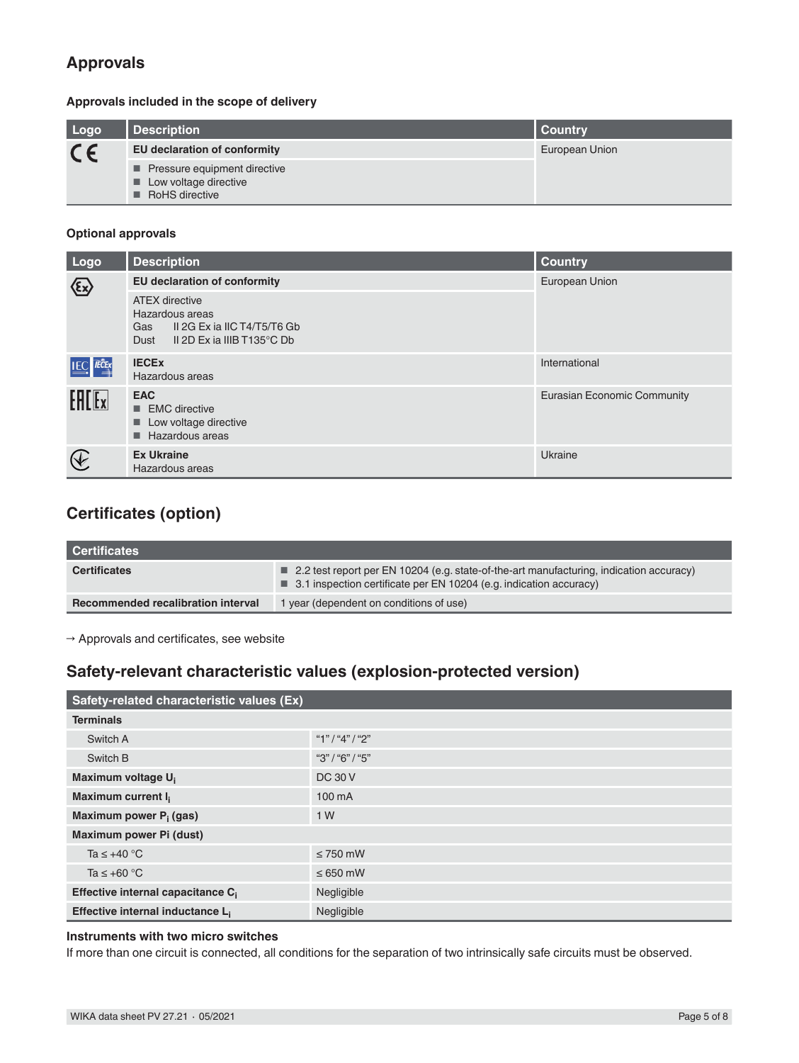## Approvals

### Approvals included in the scope of delivery

| Logo | Description | Country |
|---|---|---|
| CE | **EU declaration of conformity**<br>■ Pressure equipment directive<br>■ Low voltage directive<br>■ RoHS directive | European Union |

### Optional approvals

| Logo | Description | Country |
|---|---|---|
| Ex | **EU declaration of conformity**<br>ATEX directive<br>Hazardous areas<br>Gas II 2G Ex ia IIC T4/T5/T6 Gb<br>Dust II 2D Ex ia IIIB T135°C Db | European Union |
| IEC IECEx | **IECEx**<br>Hazardous areas | International |
| EAC Ex | **EAC**<br>■ EMC directive<br>■ Low voltage directive<br>■ Hazardous areas | Eurasian Economic Community |
| | **Ex Ukraine**<br>Hazardous areas | Ukraine |

## Certificates (option)

| Certificates | |
|---|---|
| **Certificates** | ■ 2.2 test report per EN 10204 (e.g. state-of-the-art manufacturing, indication accuracy)<br>■ 3.1 inspection certificate per EN 10204 (e.g. indication accuracy) |
| **Recommended recalibration interval** | 1 year (dependent on conditions of use) |

→ Approvals and certificates, see website

## Safety-relevant characteristic values (explosion-protected version)

| Safety-related characteristic values (Ex) | |
|---|---|
| **Terminals** | |
| Switch A | "1" / "4" / "2" |
| Switch B | "3" / "6" / "5" |
| **Maximum voltage $U_i$** | DC 30 V |
| **Maximum current $I_i$** | 100 mA |
| **Maximum power $P_i$ (gas)** | 1 W |
| **Maximum power Pi (dust)** | |
| Ta ≤ +40 °C | ≤ 750 mW |
| Ta ≤ +60 °C | ≤ 650 mW |
| **Effective internal capacitance $C_i$** | Negligible |
| **Effective internal inductance $L_i$** | Negligible |

**Instruments with two micro switches**

If more than one circuit is connected, all conditions for the separation of two intrinsically safe circuits must be observed.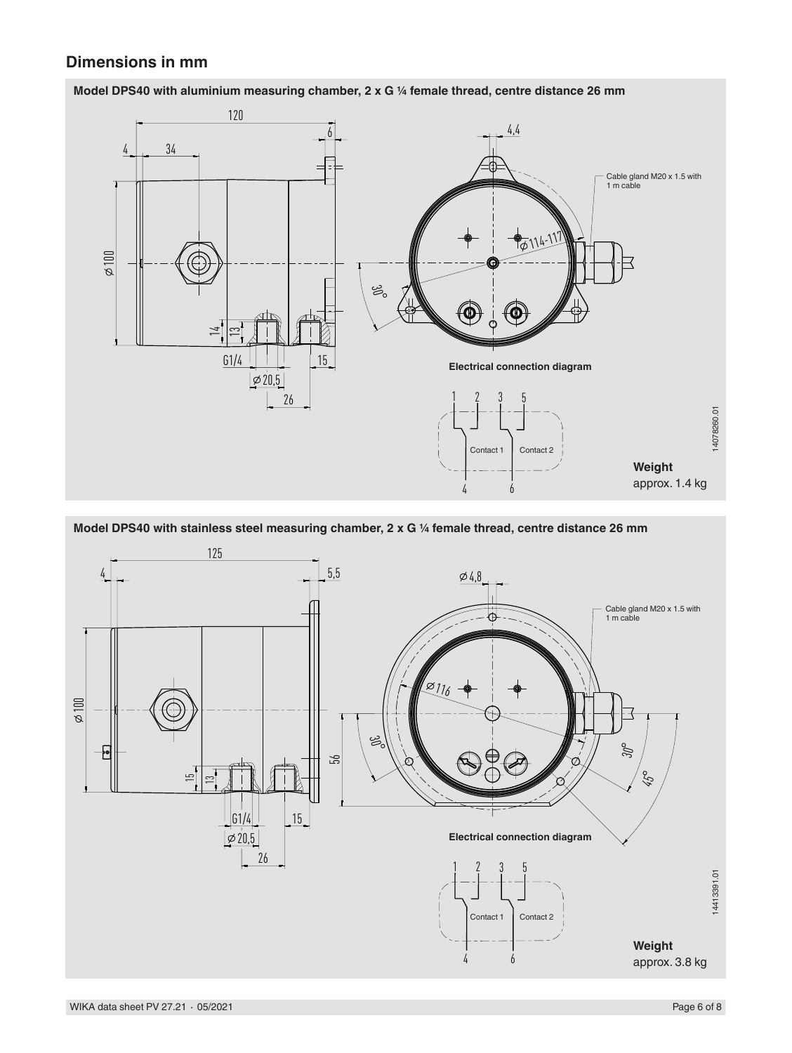## Dimensions in mm

**Model DPS40 with aluminium measuring chamber, 2 x G ¼ female thread, centre distance 26 mm**

Cable gland M20 x 1.5 with 1 m cable

**Electrical connection diagram**

Contact 1

Contact 2

**Weight**
approx. 1.4 kg

14078260.01

**Model DPS40 with stainless steel measuring chamber, 2 x G ¼ female thread, centre distance 26 mm**

Cable gland M20 x 1.5 with 1 m cable

**Electrical connection diagram**

Contact 1

Contact 2

**Weight**
approx. 3.8 kg

14413391.01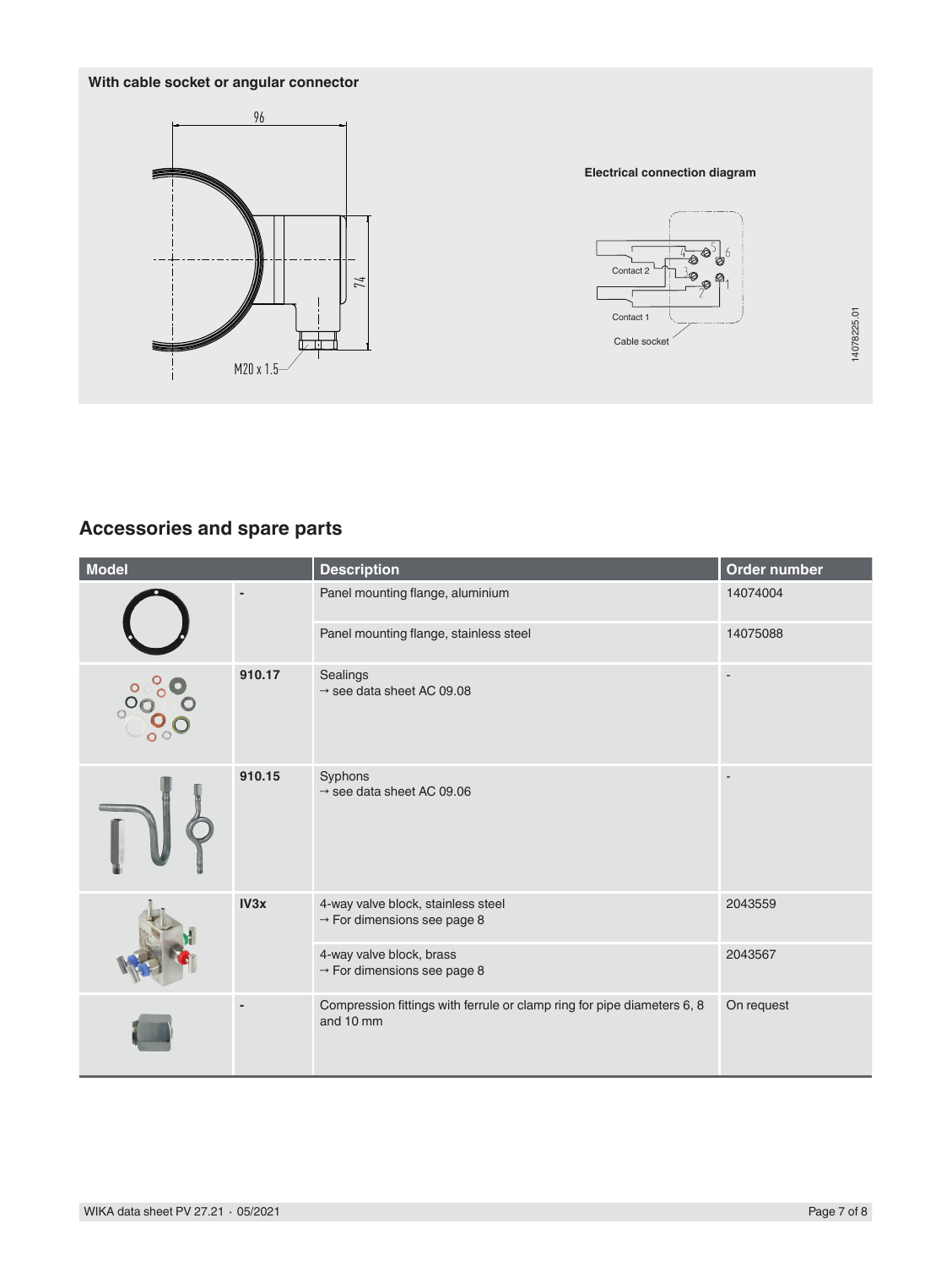**With cable socket or angular connector**

96

74

M20 x 1.5

**Electrical connection diagram**

Contact 2

Contact 1

Cable socket

14078225.01

## Accessories and spare parts

| Model | | Description | Order number |
|---|---|---|---|
| | - | Panel mounting flange, aluminium | 14074004 |
| | | Panel mounting flange, stainless steel | 14075088 |
| | 910.17 | Sealings<br>→ see data sheet AC 09.08 | - |
| | 910.15 | Syphons<br>→ see data sheet AC 09.06 | - |
| | IV3x | 4-way valve block, stainless steel<br>→ For dimensions see page 8 | 2043559 |
| | | 4-way valve block, brass<br>→ For dimensions see page 8 | 2043567 |
| | - | Compression fittings with ferrule or clamp ring for pipe diameters 6, 8 and 10 mm | On request |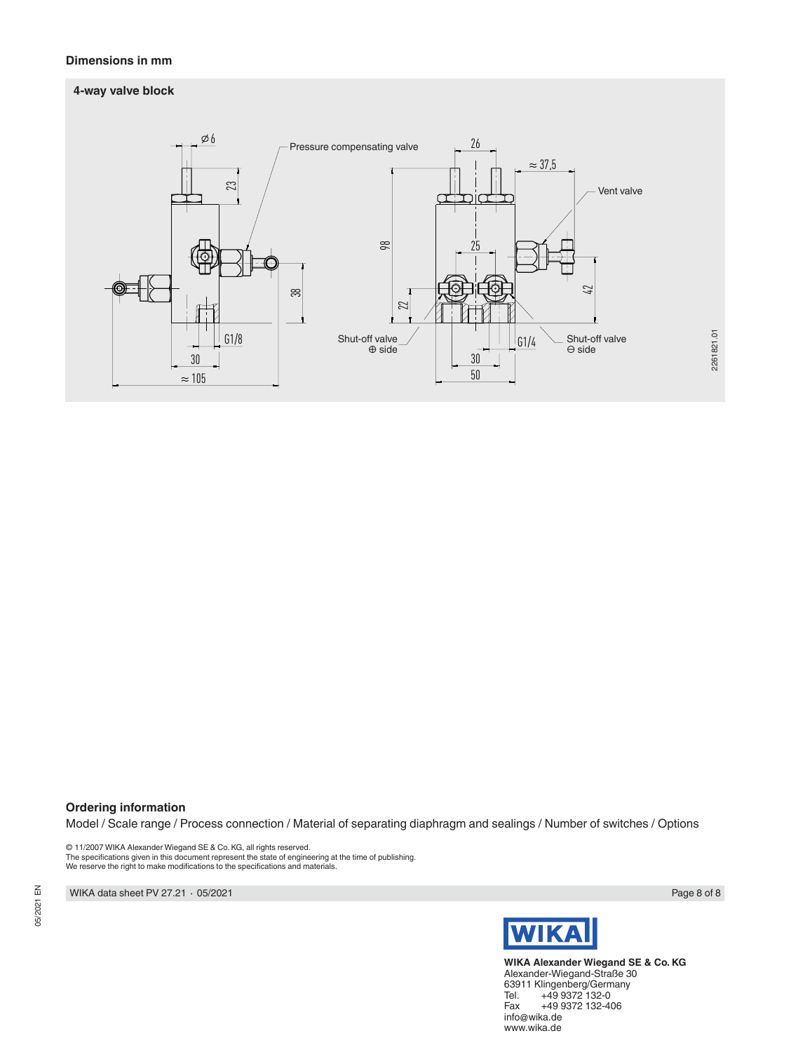**Dimensions in mm**

**4-way valve block**

Pressure compensating valve

Vent valve

Shut-off valve ⊕ side

Shut-off valve ⊖ side

Ø 6

23

38

G1/8

30

≈ 105

26

≈ 37,5

98

25

22

42

G1/4

30

50

2261821.01

**Ordering information**

Model / Scale range / Process connection / Material of separating diaphragm and sealings / Number of switches / Options

© 11/2007 WIKA Alexander Wiegand SE & Co. KG, all rights reserved.
The specifications given in this document represent the state of engineering at the time of publishing.
We reserve the right to make modifications to the specifications and materials.

**WIKA Alexander Wiegand SE & Co. KG**
Alexander-Wiegand-Straße 30
63911 Klingenberg/Germany
Tel. +49 9372 132-0
Fax +49 9372 132-406
info@wika.de
www.wika.de